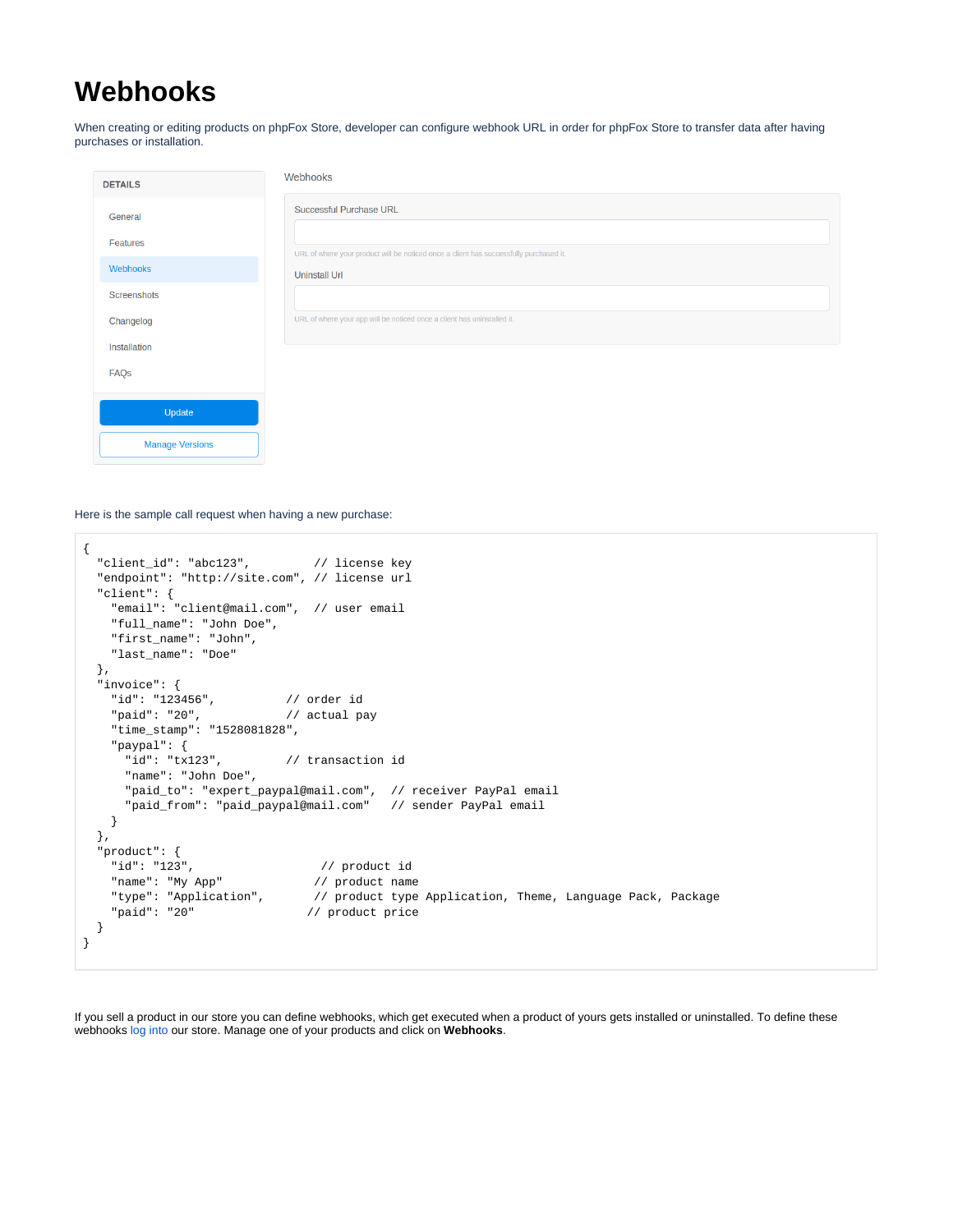# Webhooks

When creating or editing products on phpFox Store, developer can configure webhook URL in order for phpFox Store to transfer data after having purchases or installation.

DETAILS

- General
- Features
- Webhooks
- Screenshots
- Changelog
- Installation
- FAQs

Update

Manage Versions

Webhooks

Successful Purchase URL

URL of where your product will be noticed once a client has successfully purchased it.

Uninstall Url

URL of where your app will be noticed once a client has uninstalled it.

Here is the sample call request when having a new purchase:

```
{
  "client_id": "abc123",         // license key
  "endpoint": "http://site.com", // license url
  "client": {
    "email": "client@mail.com",  // user email
    "full_name": "John Doe",
    "first_name": "John",
    "last_name": "Doe"
  },
  "invoice": {
    "id": "123456",          // order id
    "paid": "20",            // actual pay
    "time_stamp": "1528081828",
    "paypal": {
      "id": "tx123",         // transaction id
      "name": "John Doe",
      "paid_to": "expert_paypal@mail.com",  // receiver PayPal email
      "paid_from": "paid_paypal@mail.com"   // sender PayPal email
    }
  },
  "product": {
    "id": "123",                  // product id
    "name": "My App"             // product name
    "type": "Application",       // product type Application, Theme, Language Pack, Package
    "paid": "20"                // product price
  }
}
```

If you sell a product in our store you can define webhooks, which get executed when a product of yours gets installed or uninstalled. To define these webhooks log into our store. Manage one of your products and click on **Webhooks**.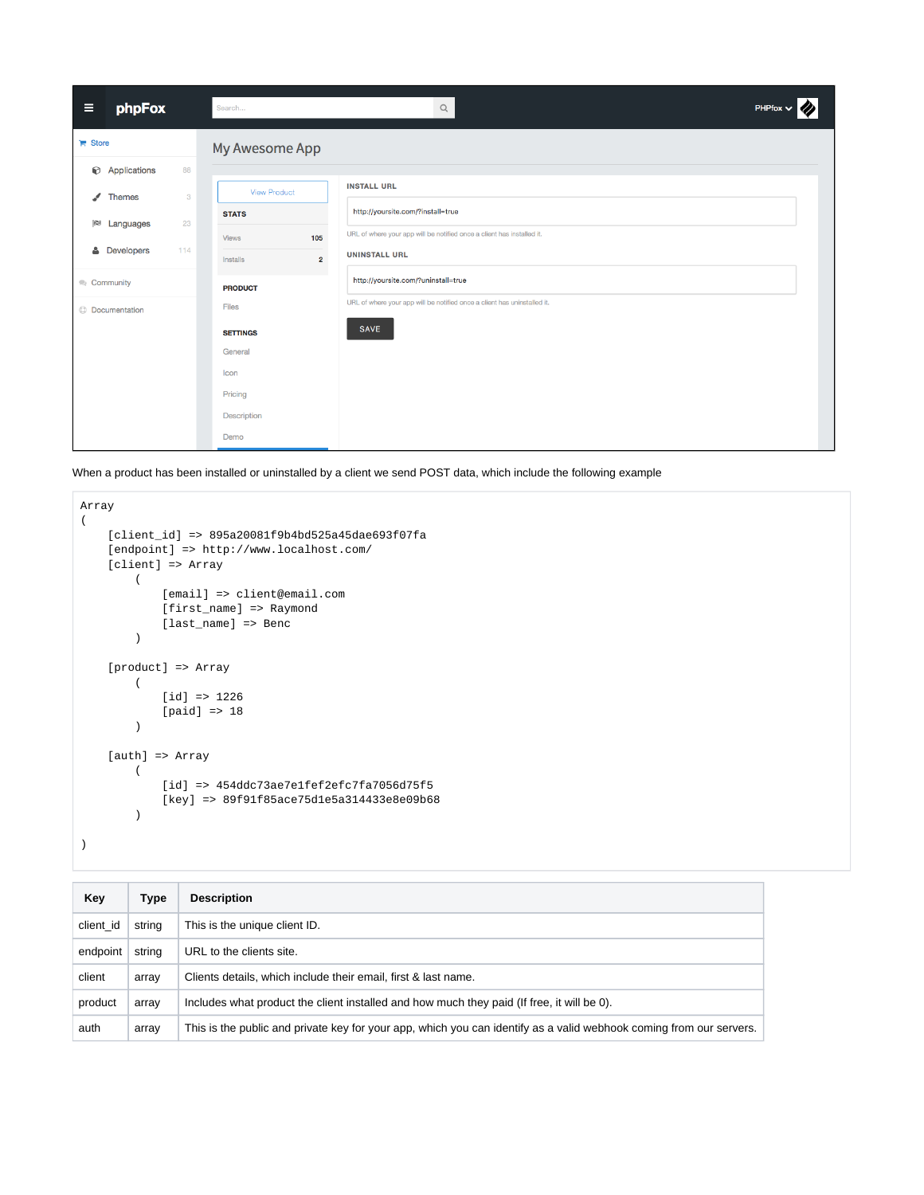When a product has been installed or uninstalled by a client we send POST data, which include the following example

```
Array
(
    [client_id] => 895a20081f9b4bd525a45dae693f07fa
    [endpoint] => http://www.localhost.com/
    [client] => Array
        (
            [email] => client@email.com
            [first_name] => Raymond
            [last_name] => Benc
        )

    [product] => Array
        (
            [id] => 1226
            [paid] => 18
        )

    [auth] => Array
        (
            [id] => 454ddc73ae7e1fef2efc7fa7056d75f5
            [key] => 89f91f85ace75d1e5a314433e8e09b68
        )

)
```

| Key | Type | Description |
| --- | --- | --- |
| client_id | string | This is the unique client ID. |
| endpoint | string | URL to the clients site. |
| client | array | Clients details, which include their email, first & last name. |
| product | array | Includes what product the client installed and how much they paid (If free, it will be 0). |
| auth | array | This is the public and private key for your app, which you can identify as a valid webhook coming from our servers. |